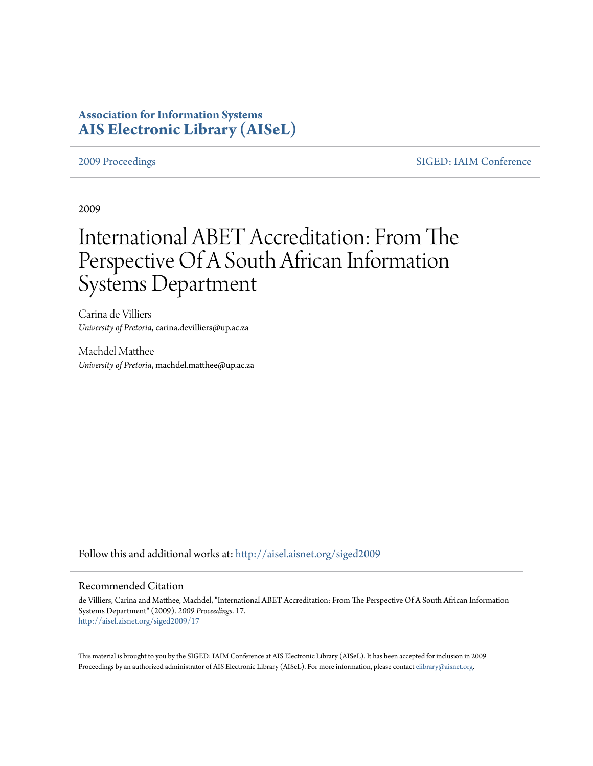**Association for Information Systems**
**AIS Electronic Library (AISeL)**

2009 Proceedings | SIGED: IAIM Conference

2009

# International ABET Accreditation: From The Perspective Of A South African Information Systems Department

Carina de Villiers
*University of Pretoria*, carina.devilliers@up.ac.za

Machdel Matthee
*University of Pretoria*, machdel.matthee@up.ac.za

Follow this and additional works at: http://aisel.aisnet.org/siged2009

## Recommended Citation

de Villiers, Carina and Matthee, Machdel, "International ABET Accreditation: From The Perspective Of A South African Information Systems Department" (2009). *2009 Proceedings*. 17.
http://aisel.aisnet.org/siged2009/17

This material is brought to you by the SIGED: IAIM Conference at AIS Electronic Library (AISeL). It has been accepted for inclusion in 2009 Proceedings by an authorized administrator of AIS Electronic Library (AISeL). For more information, please contact elibrary@aisnet.org.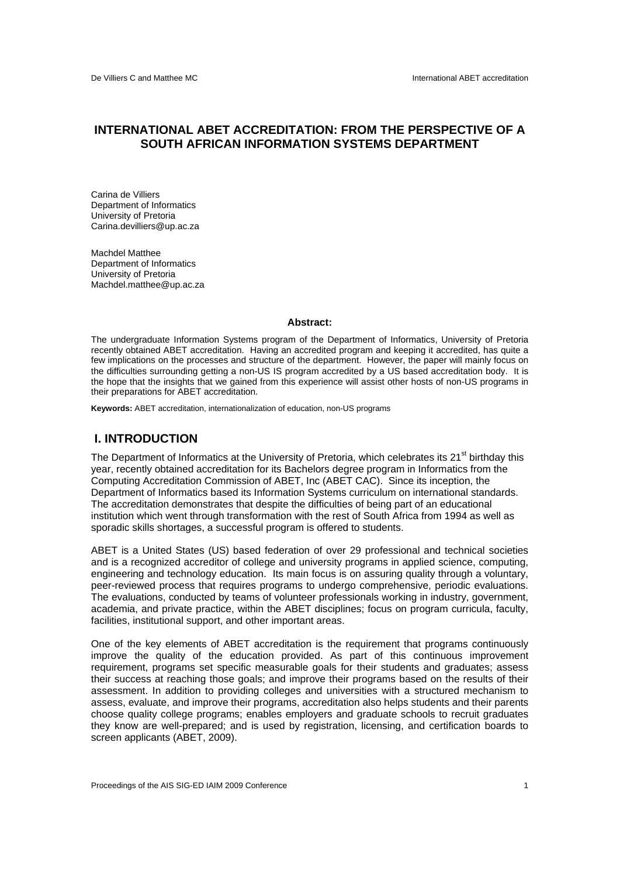# INTERNATIONAL ABET ACCREDITATION: FROM THE PERSPECTIVE OF A SOUTH AFRICAN INFORMATION SYSTEMS DEPARTMENT

Carina de Villiers
Department of Informatics
University of Pretoria
Carina.devilliers@up.ac.za

Machdel Matthee
Department of Informatics
University of Pretoria
Machdel.matthee@up.ac.za

**Abstract:**

The undergraduate Information Systems program of the Department of Informatics, University of Pretoria recently obtained ABET accreditation. Having an accredited program and keeping it accredited, has quite a few implications on the processes and structure of the department. However, the paper will mainly focus on the difficulties surrounding getting a non-US IS program accredited by a US based accreditation body. It is the hope that the insights that we gained from this experience will assist other hosts of non-US programs in their preparations for ABET accreditation.

**Keywords:** ABET accreditation, internationalization of education, non-US programs

## I. INTRODUCTION

The Department of Informatics at the University of Pretoria, which celebrates its 21st birthday this year, recently obtained accreditation for its Bachelors degree program in Informatics from the Computing Accreditation Commission of ABET, Inc (ABET CAC). Since its inception, the Department of Informatics based its Information Systems curriculum on international standards. The accreditation demonstrates that despite the difficulties of being part of an educational institution which went through transformation with the rest of South Africa from 1994 as well as sporadic skills shortages, a successful program is offered to students.

ABET is a United States (US) based federation of over 29 professional and technical societies and is a recognized accreditor of college and university programs in applied science, computing, engineering and technology education. Its main focus is on assuring quality through a voluntary, peer-reviewed process that requires programs to undergo comprehensive, periodic evaluations. The evaluations, conducted by teams of volunteer professionals working in industry, government, academia, and private practice, within the ABET disciplines; focus on program curricula, faculty, facilities, institutional support, and other important areas.

One of the key elements of ABET accreditation is the requirement that programs continuously improve the quality of the education provided. As part of this continuous improvement requirement, programs set specific measurable goals for their students and graduates; assess their success at reaching those goals; and improve their programs based on the results of their assessment. In addition to providing colleges and universities with a structured mechanism to assess, evaluate, and improve their programs, accreditation also helps students and their parents choose quality college programs; enables employers and graduate schools to recruit graduates they know are well-prepared; and is used by registration, licensing, and certification boards to screen applicants (ABET, 2009).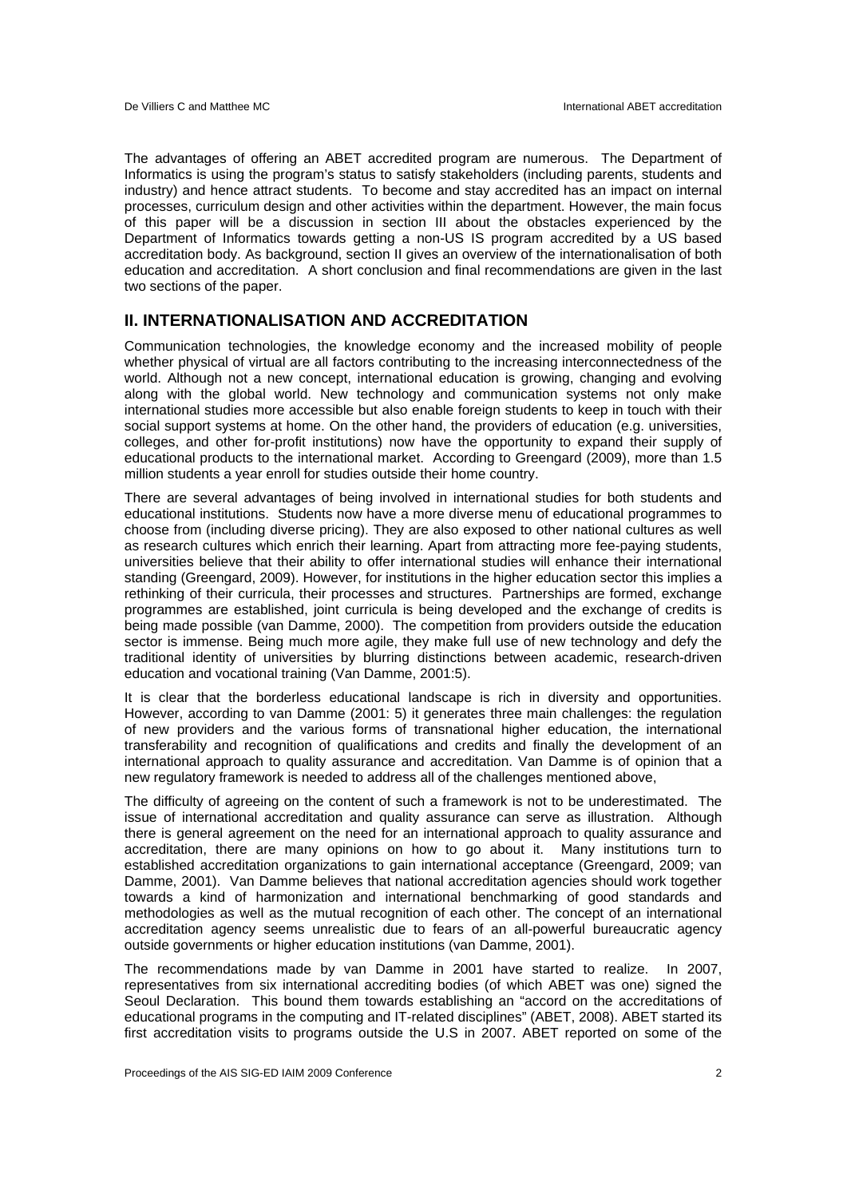The advantages of offering an ABET accredited program are numerous. The Department of Informatics is using the program's status to satisfy stakeholders (including parents, students and industry) and hence attract students. To become and stay accredited has an impact on internal processes, curriculum design and other activities within the department. However, the main focus of this paper will be a discussion in section III about the obstacles experienced by the Department of Informatics towards getting a non-US IS program accredited by a US based accreditation body. As background, section II gives an overview of the internationalisation of both education and accreditation. A short conclusion and final recommendations are given in the last two sections of the paper.

## II. INTERNATIONALISATION AND ACCREDITATION

Communication technologies, the knowledge economy and the increased mobility of people whether physical of virtual are all factors contributing to the increasing interconnectedness of the world. Although not a new concept, international education is growing, changing and evolving along with the global world. New technology and communication systems not only make international studies more accessible but also enable foreign students to keep in touch with their social support systems at home. On the other hand, the providers of education (e.g. universities, colleges, and other for-profit institutions) now have the opportunity to expand their supply of educational products to the international market. According to Greengard (2009), more than 1.5 million students a year enroll for studies outside their home country.

There are several advantages of being involved in international studies for both students and educational institutions. Students now have a more diverse menu of educational programmes to choose from (including diverse pricing). They are also exposed to other national cultures as well as research cultures which enrich their learning. Apart from attracting more fee-paying students, universities believe that their ability to offer international studies will enhance their international standing (Greengard, 2009). However, for institutions in the higher education sector this implies a rethinking of their curricula, their processes and structures. Partnerships are formed, exchange programmes are established, joint curricula is being developed and the exchange of credits is being made possible (van Damme, 2000). The competition from providers outside the education sector is immense. Being much more agile, they make full use of new technology and defy the traditional identity of universities by blurring distinctions between academic, research-driven education and vocational training (Van Damme, 2001:5).

It is clear that the borderless educational landscape is rich in diversity and opportunities. However, according to van Damme (2001: 5) it generates three main challenges: the regulation of new providers and the various forms of transnational higher education, the international transferability and recognition of qualifications and credits and finally the development of an international approach to quality assurance and accreditation. Van Damme is of opinion that a new regulatory framework is needed to address all of the challenges mentioned above,

The difficulty of agreeing on the content of such a framework is not to be underestimated. The issue of international accreditation and quality assurance can serve as illustration. Although there is general agreement on the need for an international approach to quality assurance and accreditation, there are many opinions on how to go about it. Many institutions turn to established accreditation organizations to gain international acceptance (Greengard, 2009; van Damme, 2001). Van Damme believes that national accreditation agencies should work together towards a kind of harmonization and international benchmarking of good standards and methodologies as well as the mutual recognition of each other. The concept of an international accreditation agency seems unrealistic due to fears of an all-powerful bureaucratic agency outside governments or higher education institutions (van Damme, 2001).

The recommendations made by van Damme in 2001 have started to realize. In 2007, representatives from six international accrediting bodies (of which ABET was one) signed the Seoul Declaration. This bound them towards establishing an "accord on the accreditations of educational programs in the computing and IT-related disciplines" (ABET, 2008). ABET started its first accreditation visits to programs outside the U.S in 2007. ABET reported on some of the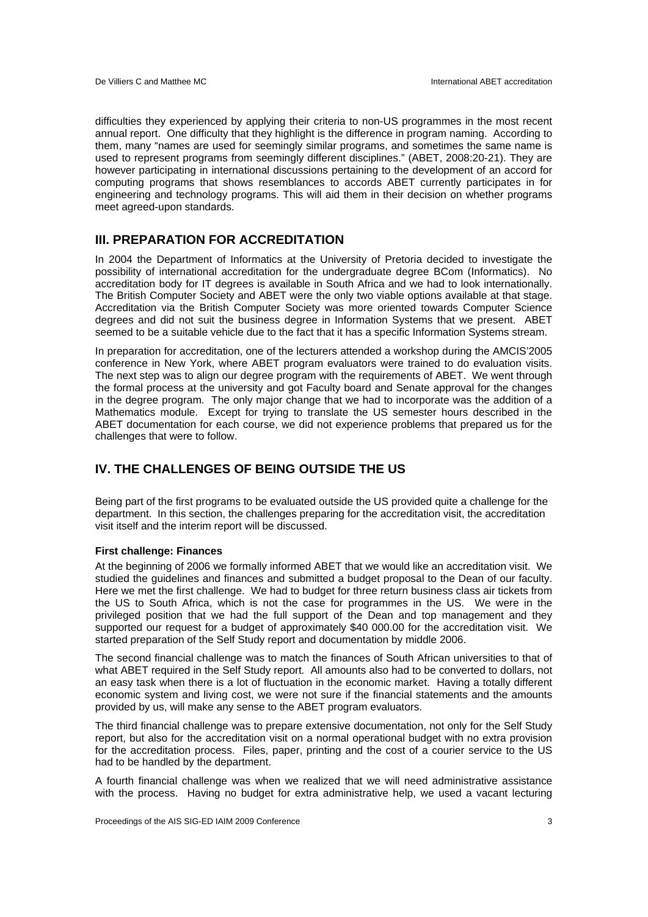difficulties they experienced by applying their criteria to non-US programmes in the most recent annual report. One difficulty that they highlight is the difference in program naming. According to them, many "names are used for seemingly similar programs, and sometimes the same name is used to represent programs from seemingly different disciplines." (ABET, 2008:20-21). They are however participating in international discussions pertaining to the development of an accord for computing programs that shows resemblances to accords ABET currently participates in for engineering and technology programs. This will aid them in their decision on whether programs meet agreed-upon standards.

## III. PREPARATION FOR ACCREDITATION

In 2004 the Department of Informatics at the University of Pretoria decided to investigate the possibility of international accreditation for the undergraduate degree BCom (Informatics). No accreditation body for IT degrees is available in South Africa and we had to look internationally. The British Computer Society and ABET were the only two viable options available at that stage. Accreditation via the British Computer Society was more oriented towards Computer Science degrees and did not suit the business degree in Information Systems that we present. ABET seemed to be a suitable vehicle due to the fact that it has a specific Information Systems stream.

In preparation for accreditation, one of the lecturers attended a workshop during the AMCIS'2005 conference in New York, where ABET program evaluators were trained to do evaluation visits. The next step was to align our degree program with the requirements of ABET. We went through the formal process at the university and got Faculty board and Senate approval for the changes in the degree program. The only major change that we had to incorporate was the addition of a Mathematics module. Except for trying to translate the US semester hours described in the ABET documentation for each course, we did not experience problems that prepared us for the challenges that were to follow.

## IV. THE CHALLENGES OF BEING OUTSIDE THE US

Being part of the first programs to be evaluated outside the US provided quite a challenge for the department. In this section, the challenges preparing for the accreditation visit, the accreditation visit itself and the interim report will be discussed.

**First challenge: Finances**

At the beginning of 2006 we formally informed ABET that we would like an accreditation visit. We studied the guidelines and finances and submitted a budget proposal to the Dean of our faculty. Here we met the first challenge. We had to budget for three return business class air tickets from the US to South Africa, which is not the case for programmes in the US. We were in the privileged position that we had the full support of the Dean and top management and they supported our request for a budget of approximately $40 000.00 for the accreditation visit. We started preparation of the Self Study report and documentation by middle 2006.

The second financial challenge was to match the finances of South African universities to that of what ABET required in the Self Study report. All amounts also had to be converted to dollars, not an easy task when there is a lot of fluctuation in the economic market. Having a totally different economic system and living cost, we were not sure if the financial statements and the amounts provided by us, will make any sense to the ABET program evaluators.

The third financial challenge was to prepare extensive documentation, not only for the Self Study report, but also for the accreditation visit on a normal operational budget with no extra provision for the accreditation process. Files, paper, printing and the cost of a courier service to the US had to be handled by the department.

A fourth financial challenge was when we realized that we will need administrative assistance with the process. Having no budget for extra administrative help, we used a vacant lecturing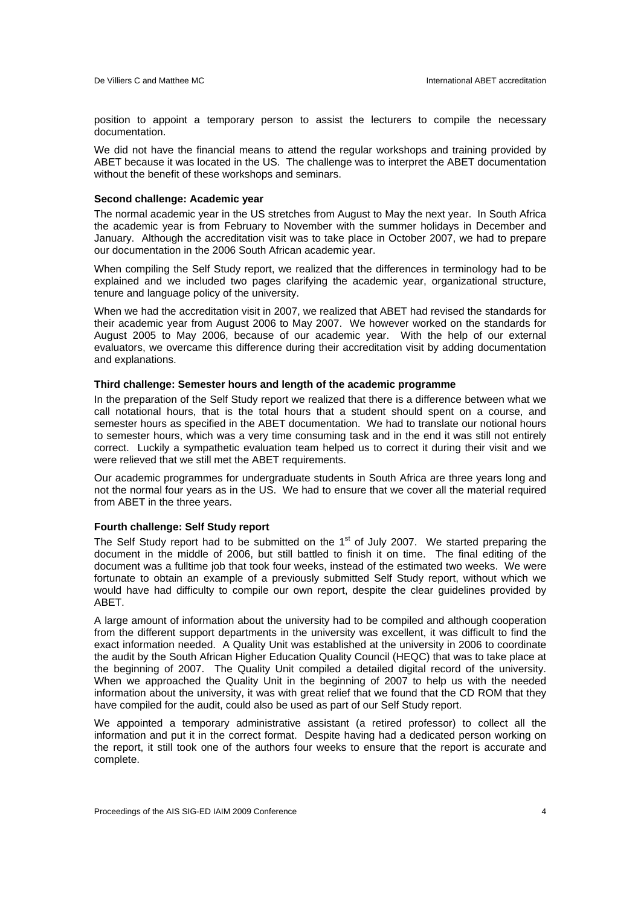position to appoint a temporary person to assist the lecturers to compile the necessary documentation.

We did not have the financial means to attend the regular workshops and training provided by ABET because it was located in the US. The challenge was to interpret the ABET documentation without the benefit of these workshops and seminars.

**Second challenge: Academic year**

The normal academic year in the US stretches from August to May the next year. In South Africa the academic year is from February to November with the summer holidays in December and January. Although the accreditation visit was to take place in October 2007, we had to prepare our documentation in the 2006 South African academic year.

When compiling the Self Study report, we realized that the differences in terminology had to be explained and we included two pages clarifying the academic year, organizational structure, tenure and language policy of the university.

When we had the accreditation visit in 2007, we realized that ABET had revised the standards for their academic year from August 2006 to May 2007. We however worked on the standards for August 2005 to May 2006, because of our academic year. With the help of our external evaluators, we overcame this difference during their accreditation visit by adding documentation and explanations.

**Third challenge: Semester hours and length of the academic programme**

In the preparation of the Self Study report we realized that there is a difference between what we call notational hours, that is the total hours that a student should spent on a course, and semester hours as specified in the ABET documentation. We had to translate our notional hours to semester hours, which was a very time consuming task and in the end it was still not entirely correct. Luckily a sympathetic evaluation team helped us to correct it during their visit and we were relieved that we still met the ABET requirements.

Our academic programmes for undergraduate students in South Africa are three years long and not the normal four years as in the US. We had to ensure that we cover all the material required from ABET in the three years.

**Fourth challenge: Self Study report**

The Self Study report had to be submitted on the 1st of July 2007. We started preparing the document in the middle of 2006, but still battled to finish it on time. The final editing of the document was a fulltime job that took four weeks, instead of the estimated two weeks. We were fortunate to obtain an example of a previously submitted Self Study report, without which we would have had difficulty to compile our own report, despite the clear guidelines provided by ABET.

A large amount of information about the university had to be compiled and although cooperation from the different support departments in the university was excellent, it was difficult to find the exact information needed. A Quality Unit was established at the university in 2006 to coordinate the audit by the South African Higher Education Quality Council (HEQC) that was to take place at the beginning of 2007. The Quality Unit compiled a detailed digital record of the university. When we approached the Quality Unit in the beginning of 2007 to help us with the needed information about the university, it was with great relief that we found that the CD ROM that they have compiled for the audit, could also be used as part of our Self Study report.

We appointed a temporary administrative assistant (a retired professor) to collect all the information and put it in the correct format. Despite having had a dedicated person working on the report, it still took one of the authors four weeks to ensure that the report is accurate and complete.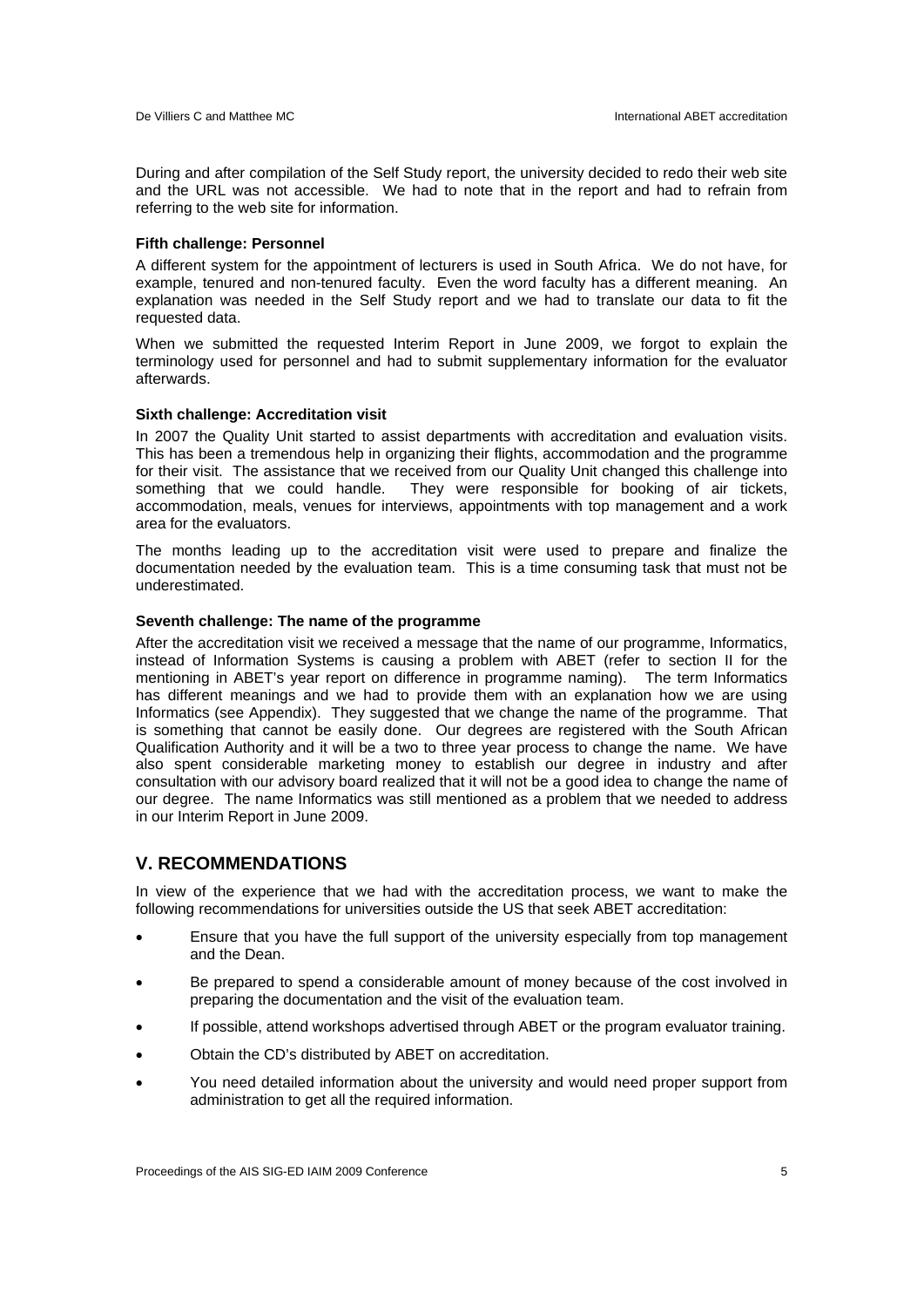During and after compilation of the Self Study report, the university decided to redo their web site and the URL was not accessible. We had to note that in the report and had to refrain from referring to the web site for information.

**Fifth challenge: Personnel**

A different system for the appointment of lecturers is used in South Africa. We do not have, for example, tenured and non-tenured faculty. Even the word faculty has a different meaning. An explanation was needed in the Self Study report and we had to translate our data to fit the requested data.

When we submitted the requested Interim Report in June 2009, we forgot to explain the terminology used for personnel and had to submit supplementary information for the evaluator afterwards.

**Sixth challenge: Accreditation visit**

In 2007 the Quality Unit started to assist departments with accreditation and evaluation visits. This has been a tremendous help in organizing their flights, accommodation and the programme for their visit. The assistance that we received from our Quality Unit changed this challenge into something that we could handle. They were responsible for booking of air tickets, accommodation, meals, venues for interviews, appointments with top management and a work area for the evaluators.

The months leading up to the accreditation visit were used to prepare and finalize the documentation needed by the evaluation team. This is a time consuming task that must not be underestimated.

**Seventh challenge: The name of the programme**

After the accreditation visit we received a message that the name of our programme, Informatics, instead of Information Systems is causing a problem with ABET (refer to section II for the mentioning in ABET's year report on difference in programme naming). The term Informatics has different meanings and we had to provide them with an explanation how we are using Informatics (see Appendix). They suggested that we change the name of the programme. That is something that cannot be easily done. Our degrees are registered with the South African Qualification Authority and it will be a two to three year process to change the name. We have also spent considerable marketing money to establish our degree in industry and after consultation with our advisory board realized that it will not be a good idea to change the name of our degree. The name Informatics was still mentioned as a problem that we needed to address in our Interim Report in June 2009.

## V. RECOMMENDATIONS

In view of the experience that we had with the accreditation process, we want to make the following recommendations for universities outside the US that seek ABET accreditation:

- Ensure that you have the full support of the university especially from top management and the Dean.
- Be prepared to spend a considerable amount of money because of the cost involved in preparing the documentation and the visit of the evaluation team.
- If possible, attend workshops advertised through ABET or the program evaluator training.
- Obtain the CD's distributed by ABET on accreditation.
- You need detailed information about the university and would need proper support from administration to get all the required information.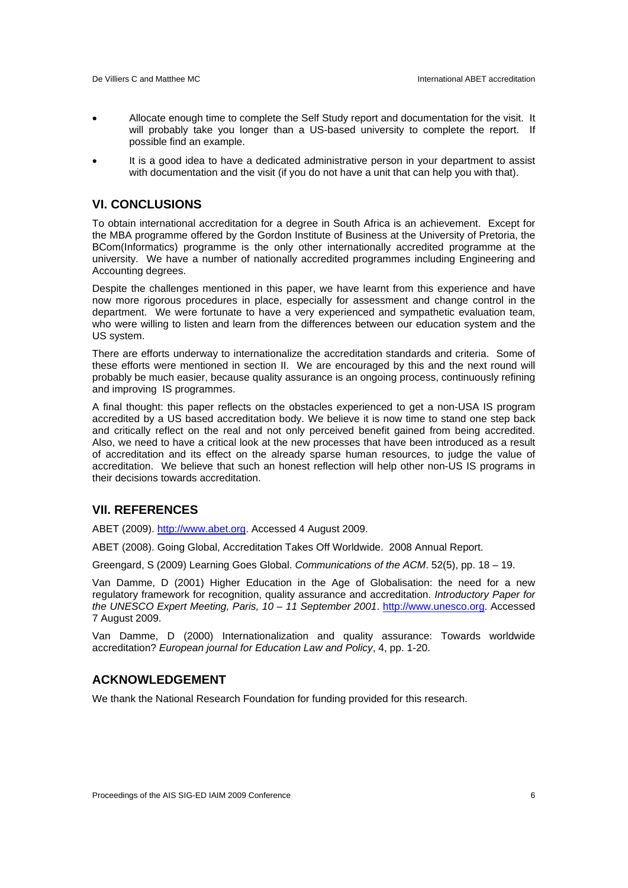- Allocate enough time to complete the Self Study report and documentation for the visit. It will probably take you longer than a US-based university to complete the report. If possible find an example.
- It is a good idea to have a dedicated administrative person in your department to assist with documentation and the visit (if you do not have a unit that can help you with that).

## VI. CONCLUSIONS

To obtain international accreditation for a degree in South Africa is an achievement. Except for the MBA programme offered by the Gordon Institute of Business at the University of Pretoria, the BCom(Informatics) programme is the only other internationally accredited programme at the university. We have a number of nationally accredited programmes including Engineering and Accounting degrees.

Despite the challenges mentioned in this paper, we have learnt from this experience and have now more rigorous procedures in place, especially for assessment and change control in the department. We were fortunate to have a very experienced and sympathetic evaluation team, who were willing to listen and learn from the differences between our education system and the US system.

There are efforts underway to internationalize the accreditation standards and criteria. Some of these efforts were mentioned in section II. We are encouraged by this and the next round will probably be much easier, because quality assurance is an ongoing process, continuously refining and improving IS programmes.

A final thought: this paper reflects on the obstacles experienced to get a non-USA IS program accredited by a US based accreditation body. We believe it is now time to stand one step back and critically reflect on the real and not only perceived benefit gained from being accredited. Also, we need to have a critical look at the new processes that have been introduced as a result of accreditation and its effect on the already sparse human resources, to judge the value of accreditation. We believe that such an honest reflection will help other non-US IS programs in their decisions towards accreditation.

## VII. REFERENCES

ABET (2009). http://www.abet.org. Accessed 4 August 2009.

ABET (2008). Going Global, Accreditation Takes Off Worldwide. 2008 Annual Report.

Greengard, S (2009) Learning Goes Global. *Communications of the ACM*. 52(5), pp. 18 – 19.

Van Damme, D (2001) Higher Education in the Age of Globalisation: the need for a new regulatory framework for recognition, quality assurance and accreditation. *Introductory Paper for the UNESCO Expert Meeting, Paris, 10 – 11 September 2001*. http://www.unesco.org. Accessed 7 August 2009.

Van Damme, D (2000) Internationalization and quality assurance: Towards worldwide accreditation? *European journal for Education Law and Policy*, 4, pp. 1-20.

## ACKNOWLEDGEMENT

We thank the National Research Foundation for funding provided for this research.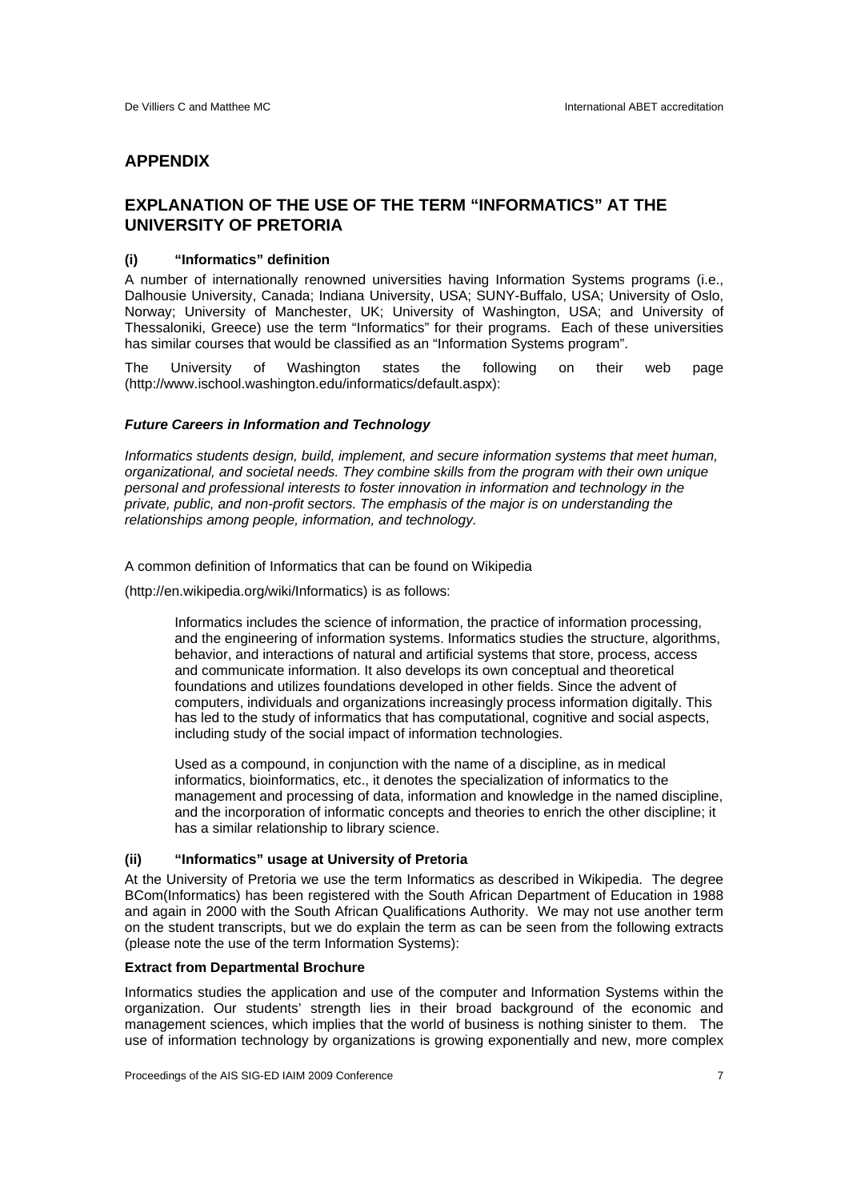# APPENDIX

## EXPLANATION OF THE USE OF THE TERM "INFORMATICS" AT THE UNIVERSITY OF PRETORIA

### (i) "Informatics" definition

A number of internationally renowned universities having Information Systems programs (i.e., Dalhousie University, Canada; Indiana University, USA; SUNY-Buffalo, USA; University of Oslo, Norway; University of Manchester, UK; University of Washington, USA; and University of Thessaloniki, Greece) use the term "Informatics" for their programs. Each of these universities has similar courses that would be classified as an "Information Systems program".

The University of Washington states the following on their web page (http://www.ischool.washington.edu/informatics/default.aspx):

***Future Careers in Information and Technology***

*Informatics students design, build, implement, and secure information systems that meet human, organizational, and societal needs. They combine skills from the program with their own unique personal and professional interests to foster innovation in information and technology in the private, public, and non-profit sectors. The emphasis of the major is on understanding the relationships among people, information, and technology.*

A common definition of Informatics that can be found on Wikipedia

(http://en.wikipedia.org/wiki/Informatics) is as follows:

> Informatics includes the science of information, the practice of information processing, and the engineering of information systems. Informatics studies the structure, algorithms, behavior, and interactions of natural and artificial systems that store, process, access and communicate information. It also develops its own conceptual and theoretical foundations and utilizes foundations developed in other fields. Since the advent of computers, individuals and organizations increasingly process information digitally. This has led to the study of informatics that has computational, cognitive and social aspects, including study of the social impact of information technologies.
>
> Used as a compound, in conjunction with the name of a discipline, as in medical informatics, bioinformatics, etc., it denotes the specialization of informatics to the management and processing of data, information and knowledge in the named discipline, and the incorporation of informatic concepts and theories to enrich the other discipline; it has a similar relationship to library science.

### (ii) "Informatics" usage at University of Pretoria

At the University of Pretoria we use the term Informatics as described in Wikipedia. The degree BCom(Informatics) has been registered with the South African Department of Education in 1988 and again in 2000 with the South African Qualifications Authority. We may not use another term on the student transcripts, but we do explain the term as can be seen from the following extracts (please note the use of the term Information Systems):

**Extract from Departmental Brochure**

Informatics studies the application and use of the computer and Information Systems within the organization. Our students' strength lies in their broad background of the economic and management sciences, which implies that the world of business is nothing sinister to them. The use of information technology by organizations is growing exponentially and new, more complex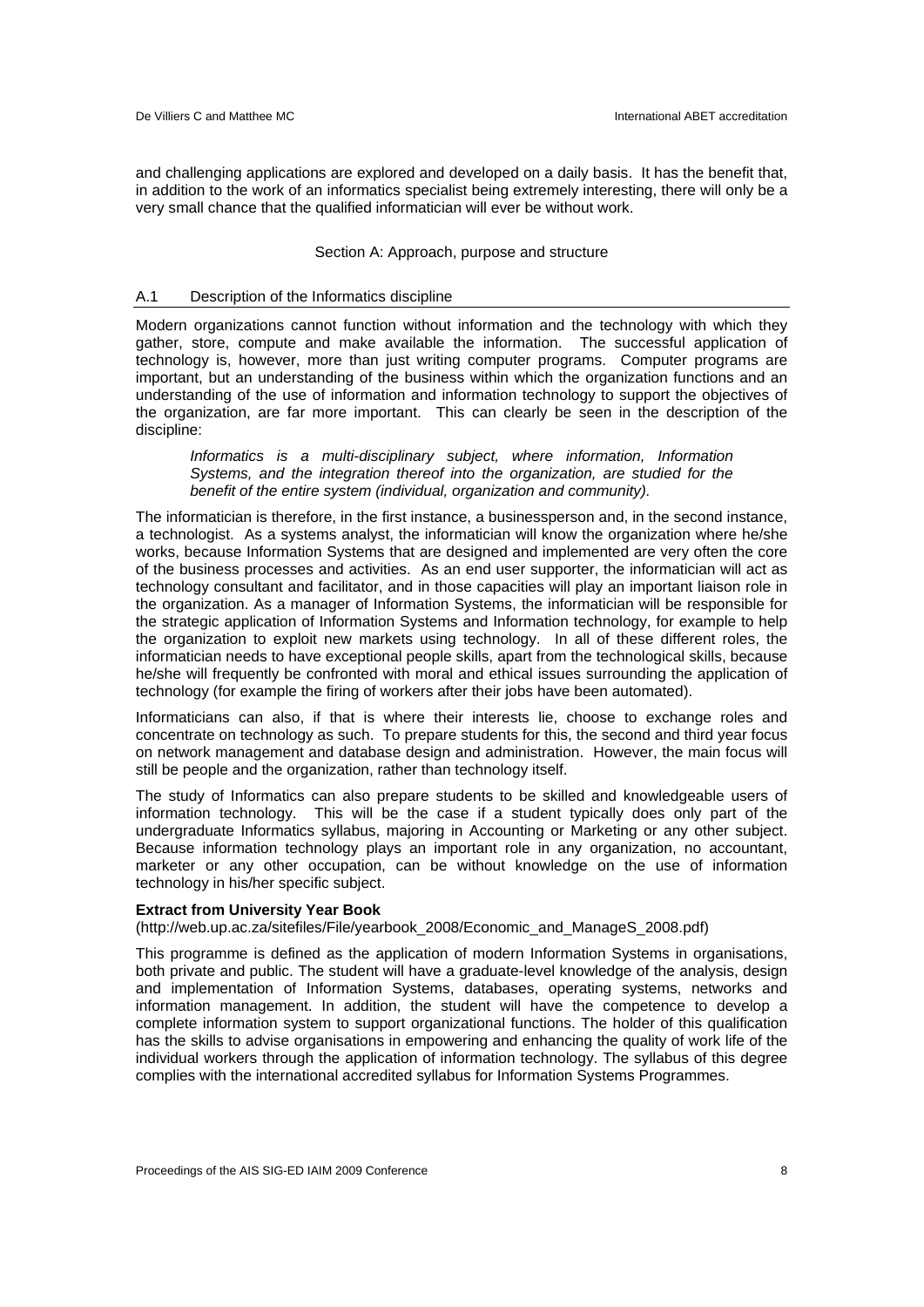and challenging applications are explored and developed on a daily basis. It has the benefit that, in addition to the work of an informatics specialist being extremely interesting, there will only be a very small chance that the qualified informatician will ever be without work.

## Section A: Approach, purpose and structure

### A.1 Description of the Informatics discipline

Modern organizations cannot function without information and the technology with which they gather, store, compute and make available the information. The successful application of technology is, however, more than just writing computer programs. Computer programs are important, but an understanding of the business within which the organization functions and an understanding of the use of information and information technology to support the objectives of the organization, are far more important. This can clearly be seen in the description of the discipline:

> *Informatics is a multi-disciplinary subject, where information, Information Systems, and the integration thereof into the organization, are studied for the benefit of the entire system (individual, organization and community).*

The informatician is therefore, in the first instance, a businessperson and, in the second instance, a technologist. As a systems analyst, the informatician will know the organization where he/she works, because Information Systems that are designed and implemented are very often the core of the business processes and activities. As an end user supporter, the informatician will act as technology consultant and facilitator, and in those capacities will play an important liaison role in the organization. As a manager of Information Systems, the informatician will be responsible for the strategic application of Information Systems and Information technology, for example to help the organization to exploit new markets using technology. In all of these different roles, the informatician needs to have exceptional people skills, apart from the technological skills, because he/she will frequently be confronted with moral and ethical issues surrounding the application of technology (for example the firing of workers after their jobs have been automated).

Informaticians can also, if that is where their interests lie, choose to exchange roles and concentrate on technology as such. To prepare students for this, the second and third year focus on network management and database design and administration. However, the main focus will still be people and the organization, rather than technology itself.

The study of Informatics can also prepare students to be skilled and knowledgeable users of information technology. This will be the case if a student typically does only part of the undergraduate Informatics syllabus, majoring in Accounting or Marketing or any other subject. Because information technology plays an important role in any organization, no accountant, marketer or any other occupation, can be without knowledge on the use of information technology in his/her specific subject.

**Extract from University Year Book**
(http://web.up.ac.za/sitefiles/File/yearbook_2008/Economic_and_ManageS_2008.pdf)

This programme is defined as the application of modern Information Systems in organisations, both private and public. The student will have a graduate-level knowledge of the analysis, design and implementation of Information Systems, databases, operating systems, networks and information management. In addition, the student will have the competence to develop a complete information system to support organizational functions. The holder of this qualification has the skills to advise organisations in empowering and enhancing the quality of work life of the individual workers through the application of information technology. The syllabus of this degree complies with the international accredited syllabus for Information Systems Programmes.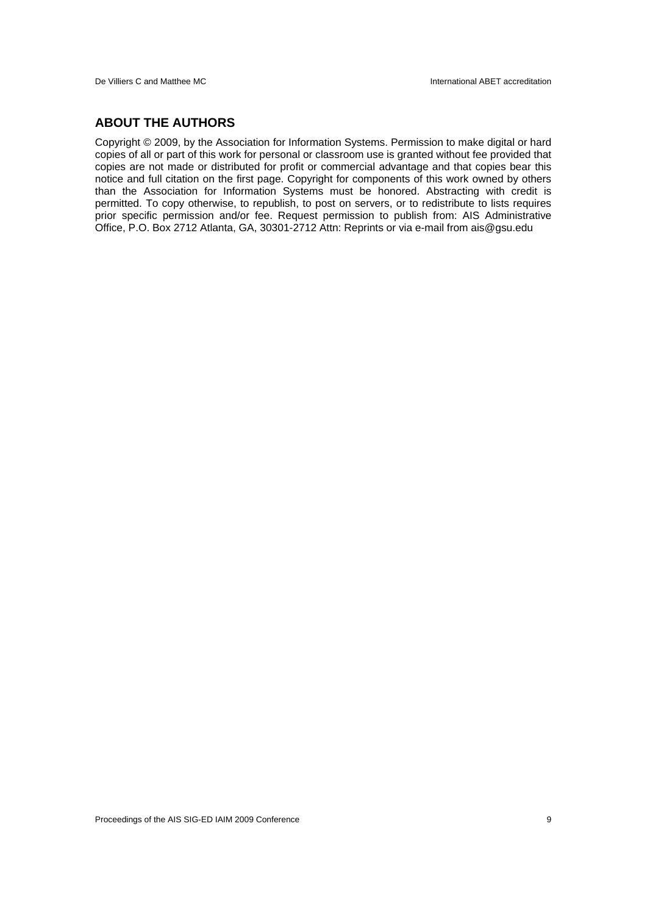## ABOUT THE AUTHORS

Copyright © 2009, by the Association for Information Systems. Permission to make digital or hard copies of all or part of this work for personal or classroom use is granted without fee provided that copies are not made or distributed for profit or commercial advantage and that copies bear this notice and full citation on the first page. Copyright for components of this work owned by others than the Association for Information Systems must be honored. Abstracting with credit is permitted. To copy otherwise, to republish, to post on servers, or to redistribute to lists requires prior specific permission and/or fee. Request permission to publish from: AIS Administrative Office, P.O. Box 2712 Atlanta, GA, 30301-2712 Attn: Reprints or via e-mail from ais@gsu.edu